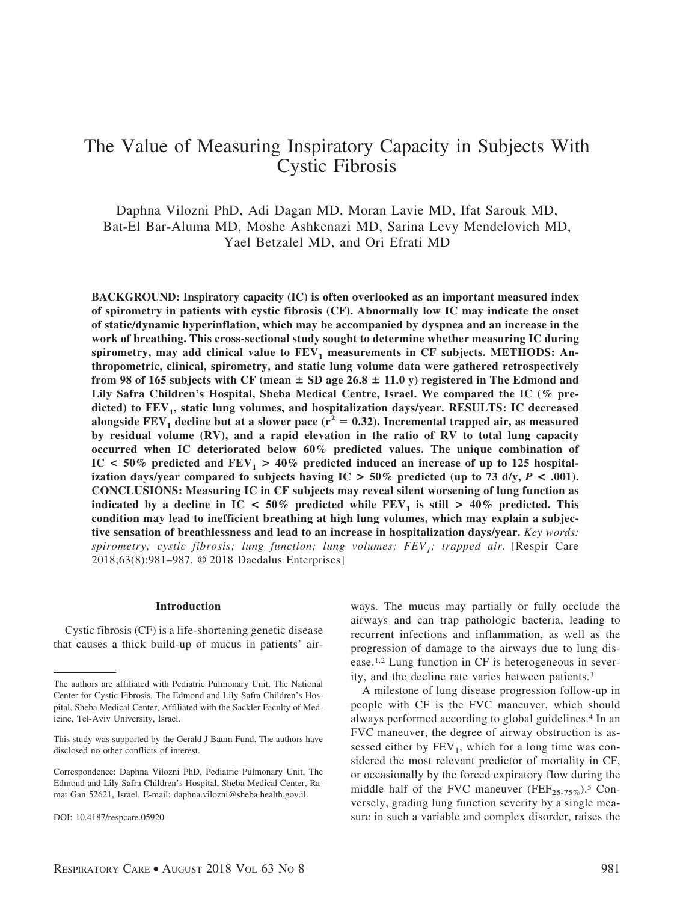# The Value of Measuring Inspiratory Capacity in Subjects With Cystic Fibrosis

Daphna Vilozni PhD, Adi Dagan MD, Moran Lavie MD, Ifat Sarouk MD, Bat-El Bar-Aluma MD, Moshe Ashkenazi MD, Sarina Levy Mendelovich MD, Yael Betzalel MD, and Ori Efrati MD

**BACKGROUND: Inspiratory capacity (IC) is often overlooked as an important measured index of spirometry in patients with cystic fibrosis (CF). Abnormally low IC may indicate the onset of static/dynamic hyperinflation, which may be accompanied by dyspnea and an increase in the work of breathing. This cross-sectional study sought to determine whether measuring IC during spirometry, may add clinical value to $FEV_1$ measurements in CF subjects. METHODS: Anthropometric, clinical, spirometry, and static lung volume data were gathered retrospectively from 98 of 165 subjects with CF (mean ± SD age 26.8 ± 11.0 y) registered in The Edmond and Lily Safra Children's Hospital, Sheba Medical Centre, Israel. We compared the IC (% predicted) to $FEV_1$, static lung volumes, and hospitalization days/year. RESULTS: IC decreased alongside $FEV_1$ decline but at a slower pace ($r^2 = 0.32$). Incremental trapped air, as measured by residual volume (RV), and a rapid elevation in the ratio of RV to total lung capacity occurred when IC deteriorated below 60% predicted values. The unique combination of IC < 50% predicted and $FEV_1$ > 40% predicted induced an increase of up to 125 hospitalization days/year compared to subjects having IC > 50% predicted (up to 73 d/y, $P < .001$). CONCLUSIONS: Measuring IC in CF subjects may reveal silent worsening of lung function as indicated by a decline in IC < 50% predicted while $FEV_1$ is still > 40% predicted. This condition may lead to inefficient breathing at high lung volumes, which may explain a subjective sensation of breathlessness and lead to an increase in hospitalization days/year.** *Key words: spirometry; cystic fibrosis; lung function; lung volumes; $FEV_1$; trapped air.* [Respir Care 2018;63(8):981–987. © 2018 Daedalus Enterprises]

## Introduction

Cystic fibrosis (CF) is a life-shortening genetic disease that causes a thick build-up of mucus in patients' airways. The mucus may partially or fully occlude the airways and can trap pathologic bacteria, leading to recurrent infections and inflammation, as well as the progression of damage to the airways due to lung disease.[1,2] Lung function in CF is heterogeneous in severity, and the decline rate varies between patients.[3]

A milestone of lung disease progression follow-up in people with CF is the FVC maneuver, which should always performed according to global guidelines.[4] In an FVC maneuver, the degree of airway obstruction is assessed either by $FEV_1$, which for a long time was considered the most relevant predictor of mortality in CF, or occasionally by the forced expiratory flow during the middle half of the FVC maneuver ($FEF_{25-75\%}$).[5] Conversely, grading lung function severity by a single measure in such a variable and complex disorder, raises the

---

The authors are affiliated with Pediatric Pulmonary Unit, The National Center for Cystic Fibrosis, The Edmond and Lily Safra Children's Hospital, Sheba Medical Center, Affiliated with the Sackler Faculty of Medicine, Tel-Aviv University, Israel.

This study was supported by the Gerald J Baum Fund. The authors have disclosed no other conflicts of interest.

Correspondence: Daphna Vilozni PhD, Pediatric Pulmonary Unit, The Edmond and Lily Safra Children's Hospital, Sheba Medical Center, Ramat Gan 52621, Israel. E-mail: daphna.vilozni@sheba.health.gov.il.

DOI: 10.4187/respcare.05920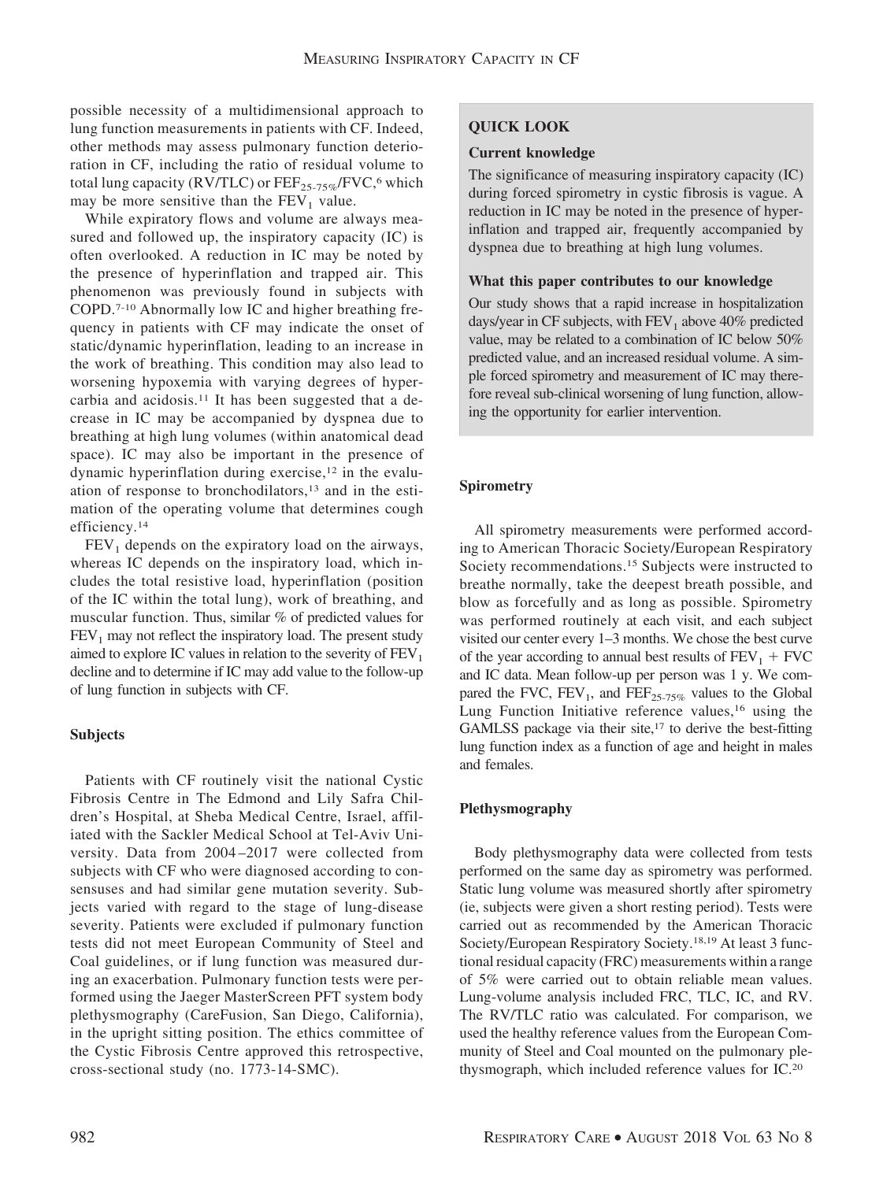possible necessity of a multidimensional approach to lung function measurements in patients with CF. Indeed, other methods may assess pulmonary function deterioration in CF, including the ratio of residual volume to total lung capacity (RV/TLC) or $FEF_{25-75\%}$/FVC,[6] which may be more sensitive than the $FEV_1$ value.

While expiratory flows and volume are always measured and followed up, the inspiratory capacity (IC) is often overlooked. A reduction in IC may be noted by the presence of hyperinflation and trapped air. This phenomenon was previously found in subjects with COPD.[7-10] Abnormally low IC and higher breathing frequency in patients with CF may indicate the onset of static/dynamic hyperinflation, leading to an increase in the work of breathing. This condition may also lead to worsening hypoxemia with varying degrees of hypercarbia and acidosis.[11] It has been suggested that a decrease in IC may be accompanied by dyspnea due to breathing at high lung volumes (within anatomical dead space). IC may also be important in the presence of dynamic hyperinflation during exercise,[12] in the evaluation of response to bronchodilators,[13] and in the estimation of the operating volume that determines cough efficiency.[14]

$FEV_1$ depends on the expiratory load on the airways, whereas IC depends on the inspiratory load, which includes the total resistive load, hyperinflation (position of the IC within the total lung), work of breathing, and muscular function. Thus, similar % of predicted values for $FEV_1$ may not reflect the inspiratory load. The present study aimed to explore IC values in relation to the severity of $FEV_1$ decline and to determine if IC may add value to the follow-up of lung function in subjects with CF.

## QUICK LOOK

### Current knowledge

The significance of measuring inspiratory capacity (IC) during forced spirometry in cystic fibrosis is vague. A reduction in IC may be noted in the presence of hyperinflation and trapped air, frequently accompanied by dyspnea due to breathing at high lung volumes.

### What this paper contributes to our knowledge

Our study shows that a rapid increase in hospitalization days/year in CF subjects, with $FEV_1$ above 40% predicted value, may be related to a combination of IC below 50% predicted value, and an increased residual volume. A simple forced spirometry and measurement of IC may therefore reveal sub-clinical worsening of lung function, allowing the opportunity for earlier intervention.

## Subjects

Patients with CF routinely visit the national Cystic Fibrosis Centre in The Edmond and Lily Safra Children's Hospital, at Sheba Medical Centre, Israel, affiliated with the Sackler Medical School at Tel-Aviv University. Data from 2004–2017 were collected from subjects with CF who were diagnosed according to consensuses and had similar gene mutation severity. Subjects varied with regard to the stage of lung-disease severity. Patients were excluded if pulmonary function tests did not meet European Community of Steel and Coal guidelines, or if lung function was measured during an exacerbation. Pulmonary function tests were performed using the Jaeger MasterScreen PFT system body plethysmography (CareFusion, San Diego, California), in the upright sitting position. The ethics committee of the Cystic Fibrosis Centre approved this retrospective, cross-sectional study (no. 1773-14-SMC).

## Spirometry

All spirometry measurements were performed according to American Thoracic Society/European Respiratory Society recommendations.[15] Subjects were instructed to breathe normally, take the deepest breath possible, and blow as forcefully and as long as possible. Spirometry was performed routinely at each visit, and each subject visited our center every 1–3 months. We chose the best curve of the year according to annual best results of $FEV_1$ + FVC and IC data. Mean follow-up per person was 1 y. We compared the FVC, $FEV_1$, and $FEF_{25-75\%}$ values to the Global Lung Function Initiative reference values,[16] using the GAMLSS package via their site,[17] to derive the best-fitting lung function index as a function of age and height in males and females.

## Plethysmography

Body plethysmography data were collected from tests performed on the same day as spirometry was performed. Static lung volume was measured shortly after spirometry (ie, subjects were given a short resting period). Tests were carried out as recommended by the American Thoracic Society/European Respiratory Society.[18,19] At least 3 functional residual capacity (FRC) measurements within a range of 5% were carried out to obtain reliable mean values. Lung-volume analysis included FRC, TLC, IC, and RV. The RV/TLC ratio was calculated. For comparison, we used the healthy reference values from the European Community of Steel and Coal mounted on the pulmonary plethysmograph, which included reference values for IC.[20]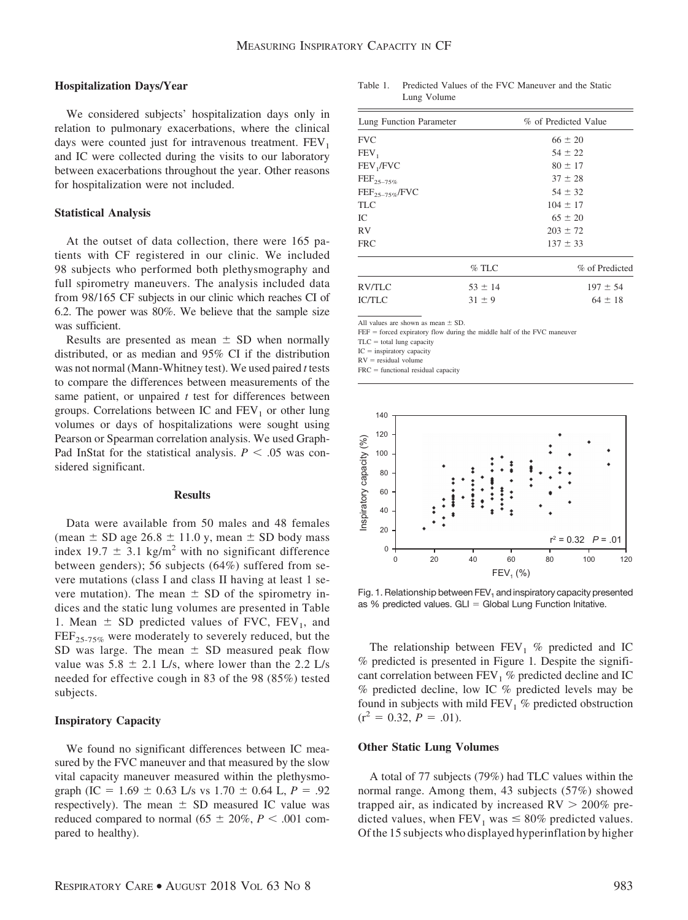### Hospitalization Days/Year

We considered subjects' hospitalization days only in relation to pulmonary exacerbations, where the clinical days were counted just for intravenous treatment. $FEV_1$ and IC were collected during the visits to our laboratory between exacerbations throughout the year. Other reasons for hospitalization were not included.

### Statistical Analysis

At the outset of data collection, there were 165 patients with CF registered in our clinic. We included 98 subjects who performed both plethysmography and full spirometry maneuvers. The analysis included data from 98/165 CF subjects in our clinic which reaches CI of 6.2. The power was 80%. We believe that the sample size was sufficient.

Results are presented as mean ± SD when normally distributed, or as median and 95% CI if the distribution was not normal (Mann-Whitney test). We used paired *t* tests to compare the differences between measurements of the same patient, or unpaired *t* test for differences between groups. Correlations between IC and $FEV_1$ or other lung volumes or days of hospitalizations were sought using Pearson or Spearman correlation analysis. We used GraphPad InStat for the statistical analysis. $P < .05$ was considered significant.

## Results

Data were available from 50 males and 48 females (mean ± SD age 26.8 ± 11.0 y, mean ± SD body mass index 19.7 ± 3.1 $kg/m^2$ with no significant difference between genders); 56 subjects (64%) suffered from severe mutations (class I and class II having at least 1 severe mutation). The mean ± SD of the spirometry indices and the static lung volumes are presented in Table 1. Mean ± SD predicted values of FVC, $FEV_1$, and $FEF_{25\text{-}75\%}$ were moderately to severely reduced, but the SD was large. The mean ± SD measured peak flow value was 5.8 ± 2.1 L/s, where lower than the 2.2 L/s needed for effective cough in 83 of the 98 (85%) tested subjects.

### Inspiratory Capacity

We found no significant differences between IC measured by the FVC maneuver and that measured by the slow vital capacity maneuver measured within the plethysmograph (IC = 1.69 ± 0.63 L/s vs 1.70 ± 0.64 L, $P = .92$ respectively). The mean ± SD measured IC value was reduced compared to normal (65 ± 20%, $P < .001$ compared to healthy).

Table 1. Predicted Values of the FVC Maneuver and the Static Lung Volume

| Lung Function Parameter | | % of Predicted Value |
|---|---|---|
| FVC | | 66 ± 20 |
| $FEV_1$ | | 54 ± 22 |
| $FEV_1$/FVC | | 80 ± 17 |
| $FEF_{25\text{–}75\%}$ | | 37 ± 28 |
| $FEF_{25\text{–}75\%}$/FVC | | 54 ± 32 |
| TLC | | 104 ± 17 |
| IC | | 65 ± 20 |
| RV | | 203 ± 72 |
| FRC | | 137 ± 33 |
| | % TLC | % of Predicted |
| RV/TLC | 53 ± 14 | 197 ± 54 |
| IC/TLC | 31 ± 9 | 64 ± 18 |

All values are shown as mean ± SD.
FEF = forced expiratory flow during the middle half of the FVC maneuver
TLC = total lung capacity
IC = inspiratory capacity
RV = residual volume
FRC = functional residual capacity

Fig. 1. Relationship between $FEV_1$ and inspiratory capacity presented as % predicted values. GLI = Global Lung Function Initative.

The relationship between $FEV_1$ % predicted and IC % predicted is presented in Figure 1. Despite the significant correlation between $FEV_1$ % predicted decline and IC % predicted decline, low IC % predicted levels may be found in subjects with mild $FEV_1$ % predicted obstruction ($r^2 = 0.32$, $P = .01$).

### Other Static Lung Volumes

A total of 77 subjects (79%) had TLC values within the normal range. Among them, 43 subjects (57%) showed trapped air, as indicated by increased RV > 200% predicted values, when $FEV_1$ was ≤ 80% predicted values. Of the 15 subjects who displayed hyperinflation by higher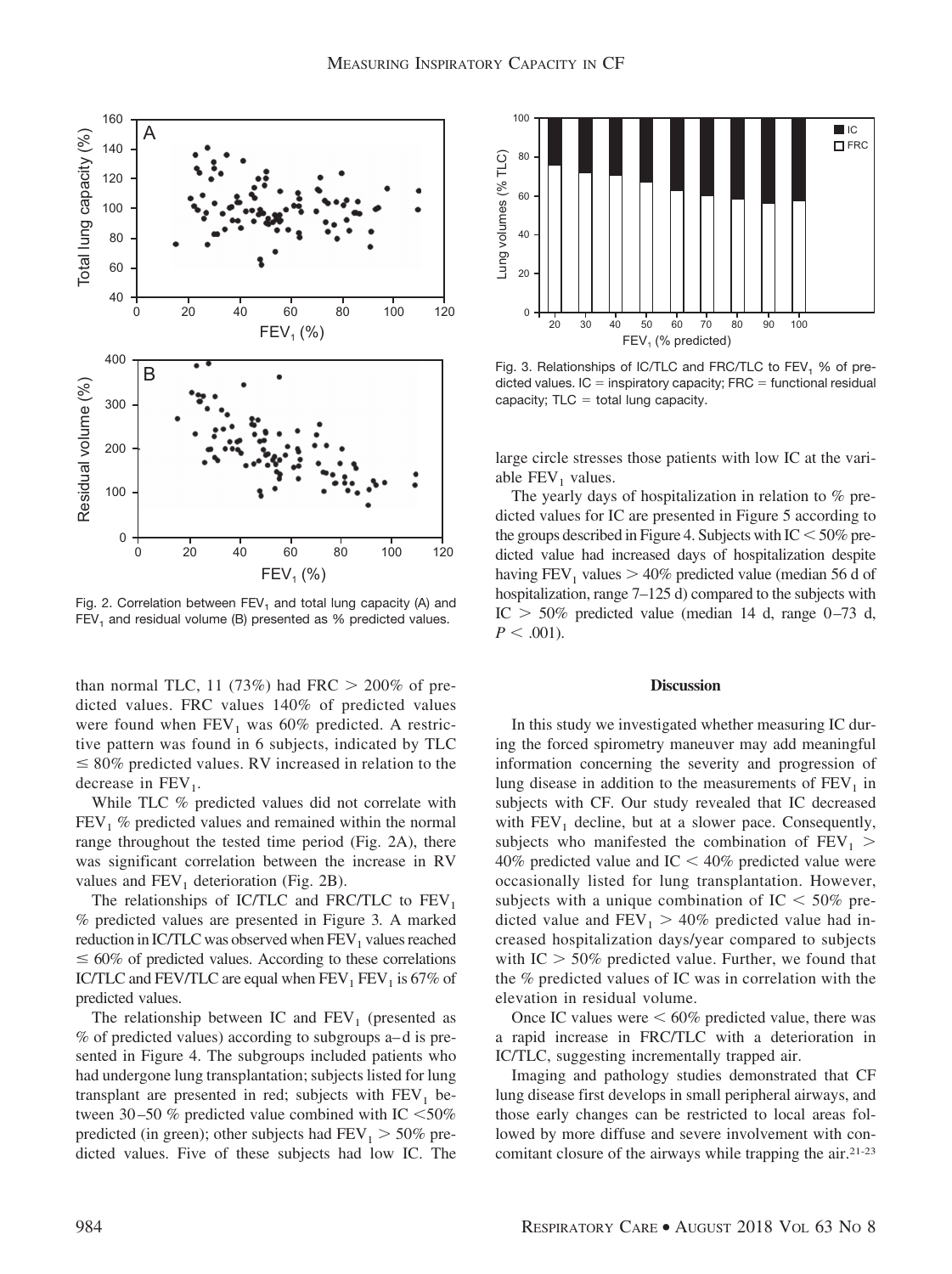Fig. 2. Correlation between $FEV_1$ and total lung capacity (A) and $FEV_1$ and residual volume (B) presented as % predicted values.

Fig. 3. Relationships of IC/TLC and FRC/TLC to $FEV_1$ % of predicted values. IC = inspiratory capacity; FRC = functional residual capacity; TLC = total lung capacity.

than normal TLC, 11 (73%) had FRC > 200% of predicted values. FRC values 140% of predicted values were found when $FEV_1$ was 60% predicted. A restrictive pattern was found in 6 subjects, indicated by TLC ≤ 80% predicted values. RV increased in relation to the decrease in $FEV_1$.

While TLC % predicted values did not correlate with $FEV_1$ % predicted values and remained within the normal range throughout the tested time period (Fig. 2A), there was significant correlation between the increase in RV values and $FEV_1$ deterioration (Fig. 2B).

The relationships of IC/TLC and FRC/TLC to $FEV_1$ % predicted values are presented in Figure 3. A marked reduction in IC/TLC was observed when $FEV_1$ values reached ≤ 60% of predicted values. According to these correlations IC/TLC and FEV/TLC are equal when $FEV_1$ $FEV_1$ is 67% of predicted values.

The relationship between IC and $FEV_1$ (presented as % of predicted values) according to subgroups a–d is presented in Figure 4. The subgroups included patients who had undergone lung transplantation; subjects listed for lung transplant are presented in red; subjects with $FEV_1$ between 30–50 % predicted value combined with IC <50% predicted (in green); other subjects had $FEV_1$ > 50% predicted values. Five of these subjects had low IC. The large circle stresses those patients with low IC at the variable $FEV_1$ values.

The yearly days of hospitalization in relation to % predicted values for IC are presented in Figure 5 according to the groups described in Figure 4. Subjects with IC < 50% predicted value had increased days of hospitalization despite having $FEV_1$ values > 40% predicted value (median 56 d of hospitalization, range 7–125 d) compared to the subjects with IC > 50% predicted value (median 14 d, range 0–73 d, $P < .001$).

## Discussion

In this study we investigated whether measuring IC during the forced spirometry maneuver may add meaningful information concerning the severity and progression of lung disease in addition to the measurements of $FEV_1$ in subjects with CF. Our study revealed that IC decreased with $FEV_1$ decline, but at a slower pace. Consequently, subjects who manifested the combination of $FEV_1$ > 40% predicted value and IC < 40% predicted value were occasionally listed for lung transplantation. However, subjects with a unique combination of IC < 50% predicted value and $FEV_1$ > 40% predicted value had increased hospitalization days/year compared to subjects with IC > 50% predicted value. Further, we found that the % predicted values of IC was in correlation with the elevation in residual volume.

Once IC values were < 60% predicted value, there was a rapid increase in FRC/TLC with a deterioration in IC/TLC, suggesting incrementally trapped air.

Imaging and pathology studies demonstrated that CF lung disease first develops in small peripheral airways, and those early changes can be restricted to local areas followed by more diffuse and severe involvement with concomitant closure of the airways while trapping the air.[21-23]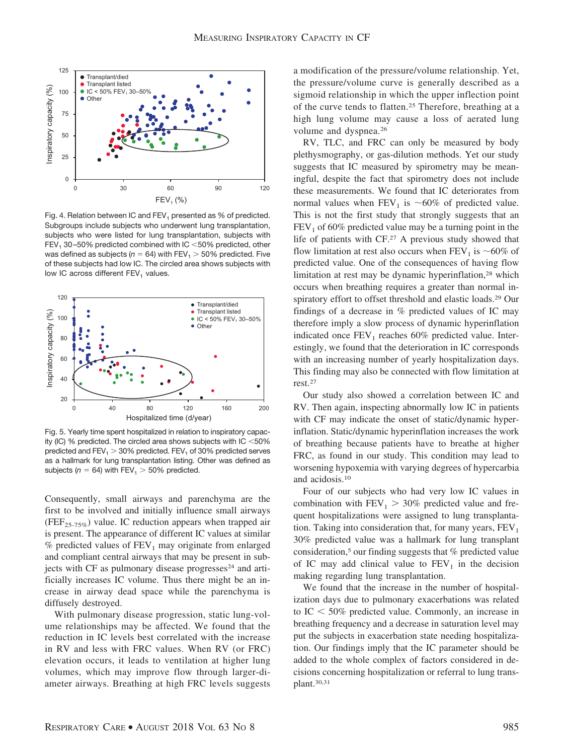Fig. 4. Relation between IC and $FEV_1$ presented as % of predicted. Subgroups include subjects who underwent lung transplantation, subjects who were listed for lung transplantation, subjects with $FEV_1$ 30–50% predicted combined with IC <50% predicted, other was defined as subjects ($n = 64$) with $FEV_1 > 50$% predicted. Five of these subjects had low IC. The circled area shows subjects with low IC across different $FEV_1$ values.

Fig. 5. Yearly time spent hospitalized in relation to inspiratory capacity (IC) % predicted. The circled area shows subjects with IC <50% predicted and $FEV_1 > 30$% predicted. $FEV_1$ of 30% predicted serves as a hallmark for lung transplantation listing. Other was defined as subjects ($n = 64$) with $FEV_1 > 50$% predicted.

Consequently, small airways and parenchyma are the first to be involved and initially influence small airways ($FEF_{25-75\%}$) value. IC reduction appears when trapped air is present. The appearance of different IC values at similar % predicted values of $FEV_1$ may originate from enlarged and compliant central airways that may be present in subjects with CF as pulmonary disease progresses[24] and artificially increases IC volume. Thus there might be an increase in airway dead space while the parenchyma is diffusely destroyed.

With pulmonary disease progression, static lung-volume relationships may be affected. We found that the reduction in IC levels best correlated with the increase in RV and less with FRC values. When RV (or FRC) elevation occurs, it leads to ventilation at higher lung volumes, which may improve flow through larger-diameter airways. Breathing at high FRC levels suggests a modification of the pressure/volume relationship. Yet, the pressure/volume curve is generally described as a sigmoid relationship in which the upper inflection point of the curve tends to flatten.[25] Therefore, breathing at a high lung volume may cause a loss of aerated lung volume and dyspnea.[26]

RV, TLC, and FRC can only be measured by body plethysmography, or gas-dilution methods. Yet our study suggests that IC measured by spirometry may be meaningful, despite the fact that spirometry does not include these measurements. We found that IC deteriorates from normal values when $FEV_1$ is ~60% of predicted value. This is not the first study that strongly suggests that an $FEV_1$ of 60% predicted value may be a turning point in the life of patients with CF.[27] A previous study showed that flow limitation at rest also occurs when $FEV_1$ is ~60% of predicted value. One of the consequences of having flow limitation at rest may be dynamic hyperinflation,[28] which occurs when breathing requires a greater than normal inspiratory effort to offset threshold and elastic loads.[29] Our findings of a decrease in % predicted values of IC may therefore imply a slow process of dynamic hyperinflation indicated once $FEV_1$ reaches 60% predicted value. Interestingly, we found that the deterioration in IC corresponds with an increasing number of yearly hospitalization days. This finding may also be connected with flow limitation at rest.[27]

Our study also showed a correlation between IC and RV. Then again, inspecting abnormally low IC in patients with CF may indicate the onset of static/dynamic hyperinflation. Static/dynamic hyperinflation increases the work of breathing because patients have to breathe at higher FRC, as found in our study. This condition may lead to worsening hypoxemia with varying degrees of hypercarbia and acidosis.[10]

Four of our subjects who had very low IC values in combination with $FEV_1 > 30$% predicted value and frequent hospitalizations were assigned to lung transplantation. Taking into consideration that, for many years, $FEV_1$ 30% predicted value was a hallmark for lung transplant consideration,[5] our finding suggests that % predicted value of IC may add clinical value to $FEV_1$ in the decision making regarding lung transplantation.

We found that the increase in the number of hospitalization days due to pulmonary exacerbations was related to IC < 50% predicted value. Commonly, an increase in breathing frequency and a decrease in saturation level may put the subjects in exacerbation state needing hospitalization. Our findings imply that the IC parameter should be added to the whole complex of factors considered in decisions concerning hospitalization or referral to lung transplant.[30,31]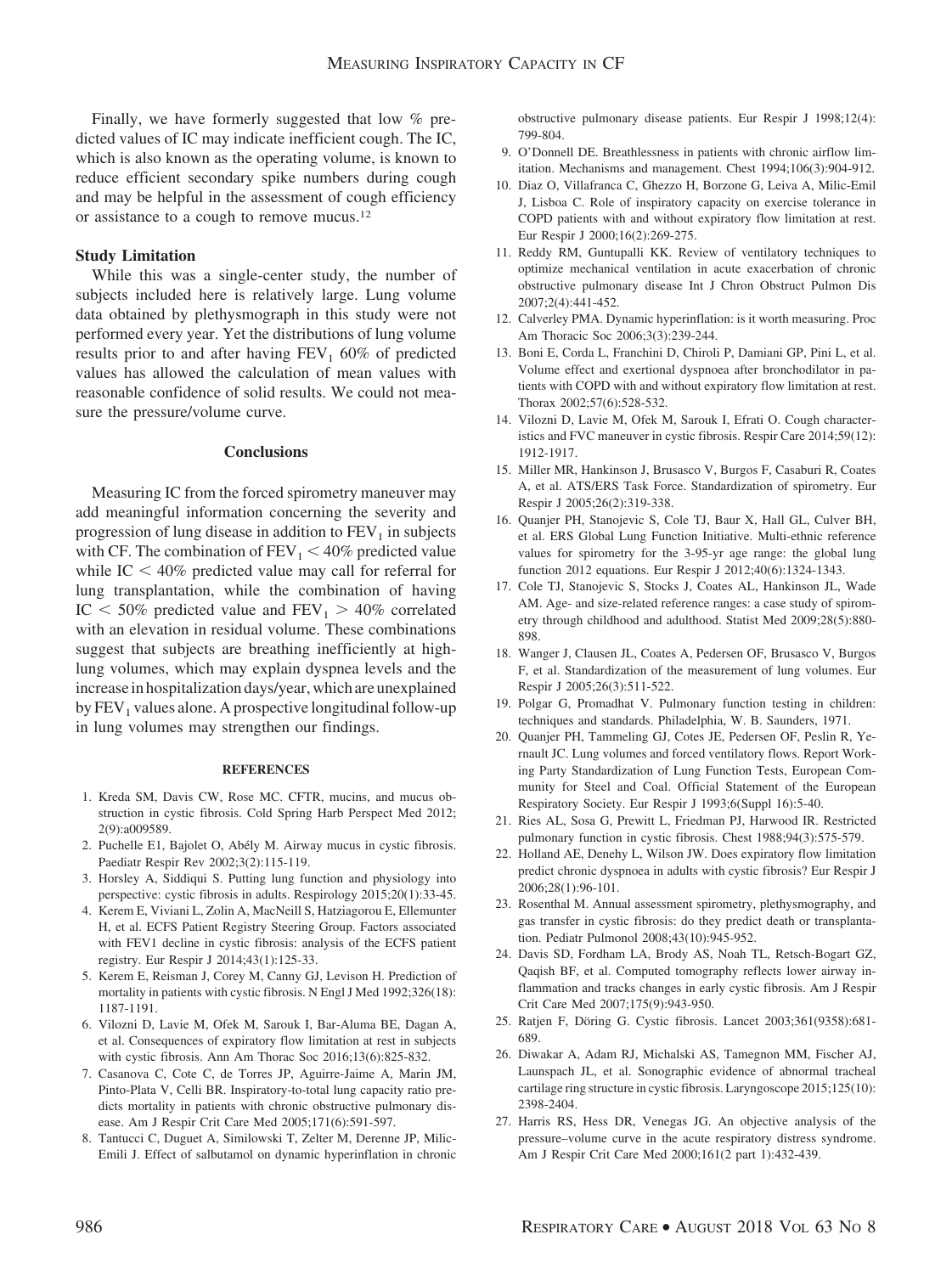Finally, we have formerly suggested that low % predicted values of IC may indicate inefficient cough. The IC, which is also known as the operating volume, is known to reduce efficient secondary spike numbers during cough and may be helpful in the assessment of cough efficiency or assistance to a cough to remove mucus.[12]

### Study Limitation

While this was a single-center study, the number of subjects included here is relatively large. Lung volume data obtained by plethysmograph in this study were not performed every year. Yet the distributions of lung volume results prior to and after having $FEV_1$ 60% of predicted values has allowed the calculation of mean values with reasonable confidence of solid results. We could not measure the pressure/volume curve.

## Conclusions

Measuring IC from the forced spirometry maneuver may add meaningful information concerning the severity and progression of lung disease in addition to $FEV_1$ in subjects with CF. The combination of $FEV_1 < 40\%$ predicted value while IC $< 40\%$ predicted value may call for referral for lung transplantation, while the combination of having IC $< 50\%$ predicted value and $FEV_1 > 40\%$ correlated with an elevation in residual volume. These combinations suggest that subjects are breathing inefficiently at high-lung volumes, which may explain dyspnea levels and the increase in hospitalization days/year, which are unexplained by $FEV_1$ values alone. A prospective longitudinal follow-up in lung volumes may strengthen our findings.

#### REFERENCES

1. Kreda SM, Davis CW, Rose MC. CFTR, mucins, and mucus obstruction in cystic fibrosis. Cold Spring Harb Perspect Med 2012; 2(9):a009589.
2. Puchelle E1, Bajolet O, Abély M. Airway mucus in cystic fibrosis. Paediatr Respir Rev 2002;3(2):115-119.
3. Horsley A, Siddiqui S. Putting lung function and physiology into perspective: cystic fibrosis in adults. Respirology 2015;20(1):33-45.
4. Kerem E, Viviani L, Zolin A, MacNeill S, Hatziagorou E, Ellemunter H, et al. ECFS Patient Registry Steering Group. Factors associated with FEV1 decline in cystic fibrosis: analysis of the ECFS patient registry. Eur Respir J 2014;43(1):125-33.
5. Kerem E, Reisman J, Corey M, Canny GJ, Levison H. Prediction of mortality in patients with cystic fibrosis. N Engl J Med 1992;326(18): 1187-1191.
6. Vilozni D, Lavie M, Ofek M, Sarouk I, Bar-Aluma BE, Dagan A, et al. Consequences of expiratory flow limitation at rest in subjects with cystic fibrosis. Ann Am Thorac Soc 2016;13(6):825-832.
7. Casanova C, Cote C, de Torres JP, Aguirre-Jaime A, Marin JM, Pinto-Plata V, Celli BR. Inspiratory-to-total lung capacity ratio predicts mortality in patients with chronic obstructive pulmonary disease. Am J Respir Crit Care Med 2005;171(6):591-597.
8. Tantucci C, Duguet A, Similowski T, Zelter M, Derenne JP, Milic-Emili J. Effect of salbutamol on dynamic hyperinflation in chronic obstructive pulmonary disease patients. Eur Respir J 1998;12(4): 799-804.
9. O'Donnell DE. Breathlessness in patients with chronic airflow limitation. Mechanisms and management. Chest 1994;106(3):904-912.
10. Diaz O, Villafranca C, Ghezzo H, Borzone G, Leiva A, Milic-Emil J, Lisboa C. Role of inspiratory capacity on exercise tolerance in COPD patients with and without expiratory flow limitation at rest. Eur Respir J 2000;16(2):269-275.
11. Reddy RM, Guntupalli KK. Review of ventilatory techniques to optimize mechanical ventilation in acute exacerbation of chronic obstructive pulmonary disease Int J Chron Obstruct Pulmon Dis 2007;2(4):441-452.
12. Calverley PMA. Dynamic hyperinflation: is it worth measuring. Proc Am Thoracic Soc 2006;3(3):239-244.
13. Boni E, Corda L, Franchini D, Chiroli P, Damiani GP, Pini L, et al. Volume effect and exertional dyspnoea after bronchodilator in patients with COPD with and without expiratory flow limitation at rest. Thorax 2002;57(6):528-532.
14. Vilozni D, Lavie M, Ofek M, Sarouk I, Efrati O. Cough characteristics and FVC maneuver in cystic fibrosis. Respir Care 2014;59(12): 1912-1917.
15. Miller MR, Hankinson J, Brusasco V, Burgos F, Casaburi R, Coates A, et al. ATS/ERS Task Force. Standardization of spirometry. Eur Respir J 2005;26(2):319-338.
16. Quanjer PH, Stanojevic S, Cole TJ, Baur X, Hall GL, Culver BH, et al. ERS Global Lung Function Initiative. Multi-ethnic reference values for spirometry for the 3-95-yr age range: the global lung function 2012 equations. Eur Respir J 2012;40(6):1324-1343.
17. Cole TJ, Stanojevic S, Stocks J, Coates AL, Hankinson JL, Wade AM. Age- and size-related reference ranges: a case study of spirometry through childhood and adulthood. Statist Med 2009;28(5):880-898.
18. Wanger J, Clausen JL, Coates A, Pedersen OF, Brusasco V, Burgos F, et al. Standardization of the measurement of lung volumes. Eur Respir J 2005;26(3):511-522.
19. Polgar G, Promadhat V. Pulmonary function testing in children: techniques and standards. Philadelphia, W. B. Saunders, 1971.
20. Quanjer PH, Tammeling GJ, Cotes JE, Pedersen OF, Peslin R, Yernault JC. Lung volumes and forced ventilatory flows. Report Working Party Standardization of Lung Function Tests, European Community for Steel and Coal. Official Statement of the European Respiratory Society. Eur Respir J 1993;6(Suppl 16):5-40.
21. Ries AL, Sosa G, Prewitt L, Friedman PJ, Harwood IR. Restricted pulmonary function in cystic fibrosis. Chest 1988;94(3):575-579.
22. Holland AE, Denehy L, Wilson JW. Does expiratory flow limitation predict chronic dyspnoea in adults with cystic fibrosis? Eur Respir J 2006;28(1):96-101.
23. Rosenthal M. Annual assessment spirometry, plethysmography, and gas transfer in cystic fibrosis: do they predict death or transplantation. Pediatr Pulmonol 2008;43(10):945-952.
24. Davis SD, Fordham LA, Brody AS, Noah TL, Retsch-Bogart GZ, Qaqish BF, et al. Computed tomography reflects lower airway inflammation and tracks changes in early cystic fibrosis. Am J Respir Crit Care Med 2007;175(9):943-950.
25. Ratjen F, Döring G. Cystic fibrosis. Lancet 2003;361(9358):681-689.
26. Diwakar A, Adam RJ, Michalski AS, Tamegnon MM, Fischer AJ, Launspach JL, et al. Sonographic evidence of abnormal tracheal cartilage ring structure in cystic fibrosis. Laryngoscope 2015;125(10): 2398-2404.
27. Harris RS, Hess DR, Venegas JG. An objective analysis of the pressure–volume curve in the acute respiratory distress syndrome. Am J Respir Crit Care Med 2000;161(2 part 1):432-439.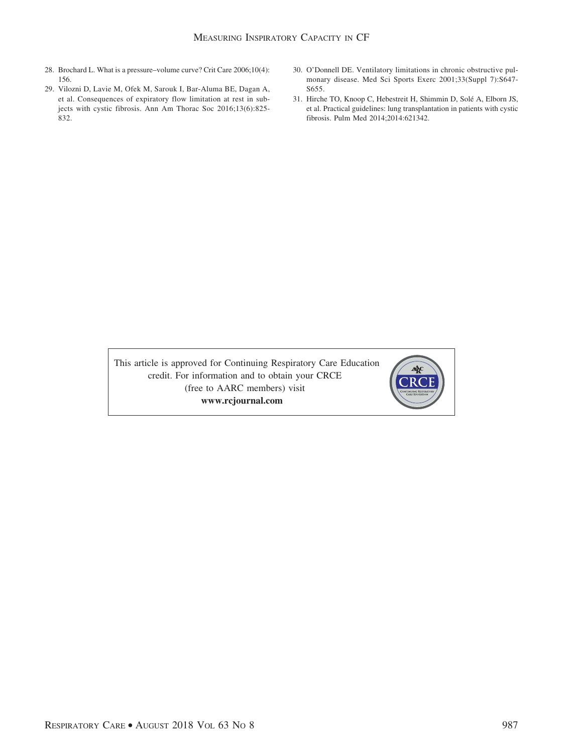28. Brochard L. What is a pressure–volume curve? Crit Care 2006;10(4): 156.
29. Vilozni D, Lavie M, Ofek M, Sarouk I, Bar-Aluma BE, Dagan A, et al. Consequences of expiratory flow limitation at rest in subjects with cystic fibrosis. Ann Am Thorac Soc 2016;13(6):825-832.
30. O'Donnell DE. Ventilatory limitations in chronic obstructive pulmonary disease. Med Sci Sports Exerc 2001;33(Suppl 7):S647-S655.
31. Hirche TO, Knoop C, Hebestreit H, Shimmin D, Solé A, Elborn JS, et al. Practical guidelines: lung transplantation in patients with cystic fibrosis. Pulm Med 2014;2014:621342.

This article is approved for Continuing Respiratory Care Education credit. For information and to obtain your CRCE (free to AARC members) visit **www.rcjournal.com**